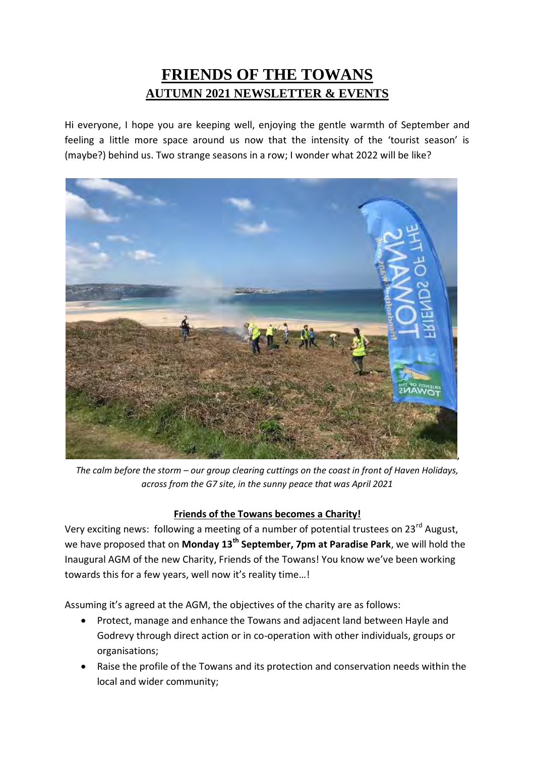# FRIENDS OF THE TOWANS

## AUTUMN 2021 NEWSLETTER & EVENTS

Hi everyone, I hope you are keeping well, enjoying the gentle warmth of September and feeling a little more space around us now that the intensity of the 'tourist season' is (maybe?) behind us. Two strange seasons in a row; I wonder what 2022 will be like?

*The calm before the storm – our group clearing cuttings on the coast in front of Haven Holidays, across from the G7 site, in the sunny peace that was April 2021*

### Friends of the Towans becomes a Charity!

Very exciting news: following a meeting of a number of potential trustees on 23rd August, we have proposed that on **Monday 13th September, 7pm at Paradise Park**, we will hold the Inaugural AGM of the new Charity, Friends of the Towans! You know we've been working towards this for a few years, well now it's reality time…!

Assuming it's agreed at the AGM, the objectives of the charity are as follows:

- Protect, manage and enhance the Towans and adjacent land between Hayle and Godrevy through direct action or in co-operation with other individuals, groups or organisations;
- Raise the profile of the Towans and its protection and conservation needs within the local and wider community;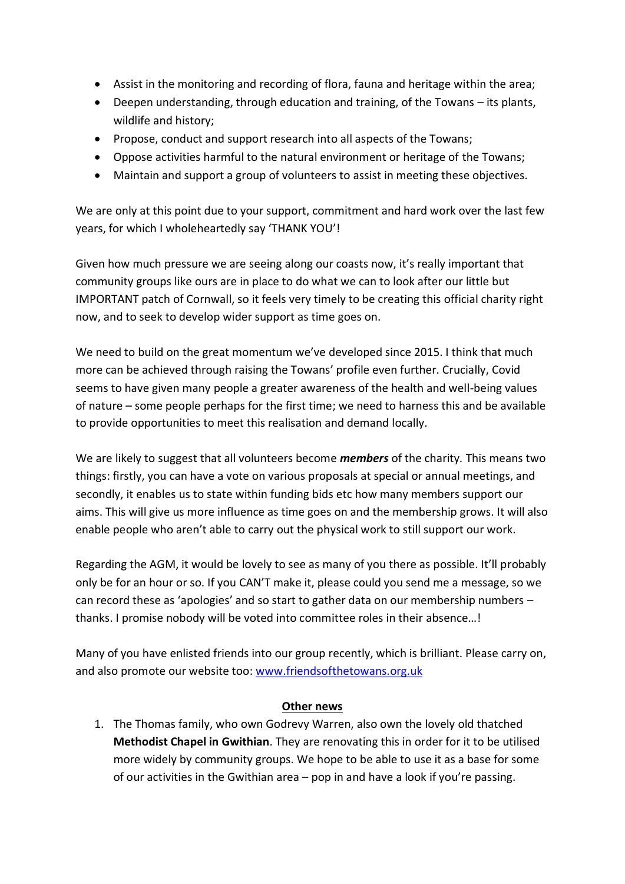- Assist in the monitoring and recording of flora, fauna and heritage within the area;
- Deepen understanding, through education and training, of the Towans – its plants, wildlife and history;
- Propose, conduct and support research into all aspects of the Towans;
- Oppose activities harmful to the natural environment or heritage of the Towans;
- Maintain and support a group of volunteers to assist in meeting these objectives.

We are only at this point due to your support, commitment and hard work over the last few years, for which I wholeheartedly say 'THANK YOU'!

Given how much pressure we are seeing along our coasts now, it's really important that community groups like ours are in place to do what we can to look after our little but IMPORTANT patch of Cornwall, so it feels very timely to be creating this official charity right now, and to seek to develop wider support as time goes on.

We need to build on the great momentum we've developed since 2015. I think that much more can be achieved through raising the Towans' profile even further. Crucially, Covid seems to have given many people a greater awareness of the health and well-being values of nature – some people perhaps for the first time; we need to harness this and be available to provide opportunities to meet this realisation and demand locally.

We are likely to suggest that all volunteers become ***members*** of the charity. This means two things: firstly, you can have a vote on various proposals at special or annual meetings, and secondly, it enables us to state within funding bids etc how many members support our aims. This will give us more influence as time goes on and the membership grows. It will also enable people who aren't able to carry out the physical work to still support our work.

Regarding the AGM, it would be lovely to see as many of you there as possible. It'll probably only be for an hour or so. If you CAN'T make it, please could you send me a message, so we can record these as 'apologies' and so start to gather data on our membership numbers – thanks. I promise nobody will be voted into committee roles in their absence…!

Many of you have enlisted friends into our group recently, which is brilliant. Please carry on, and also promote our website too: [www.friendsofthetowans.org.uk](http://www.friendsofthetowans.org.uk)

**Other news**

1. The Thomas family, who own Godrevy Warren, also own the lovely old thatched **Methodist Chapel in Gwithian**. They are renovating this in order for it to be utilised more widely by community groups. We hope to be able to use it as a base for some of our activities in the Gwithian area – pop in and have a look if you're passing.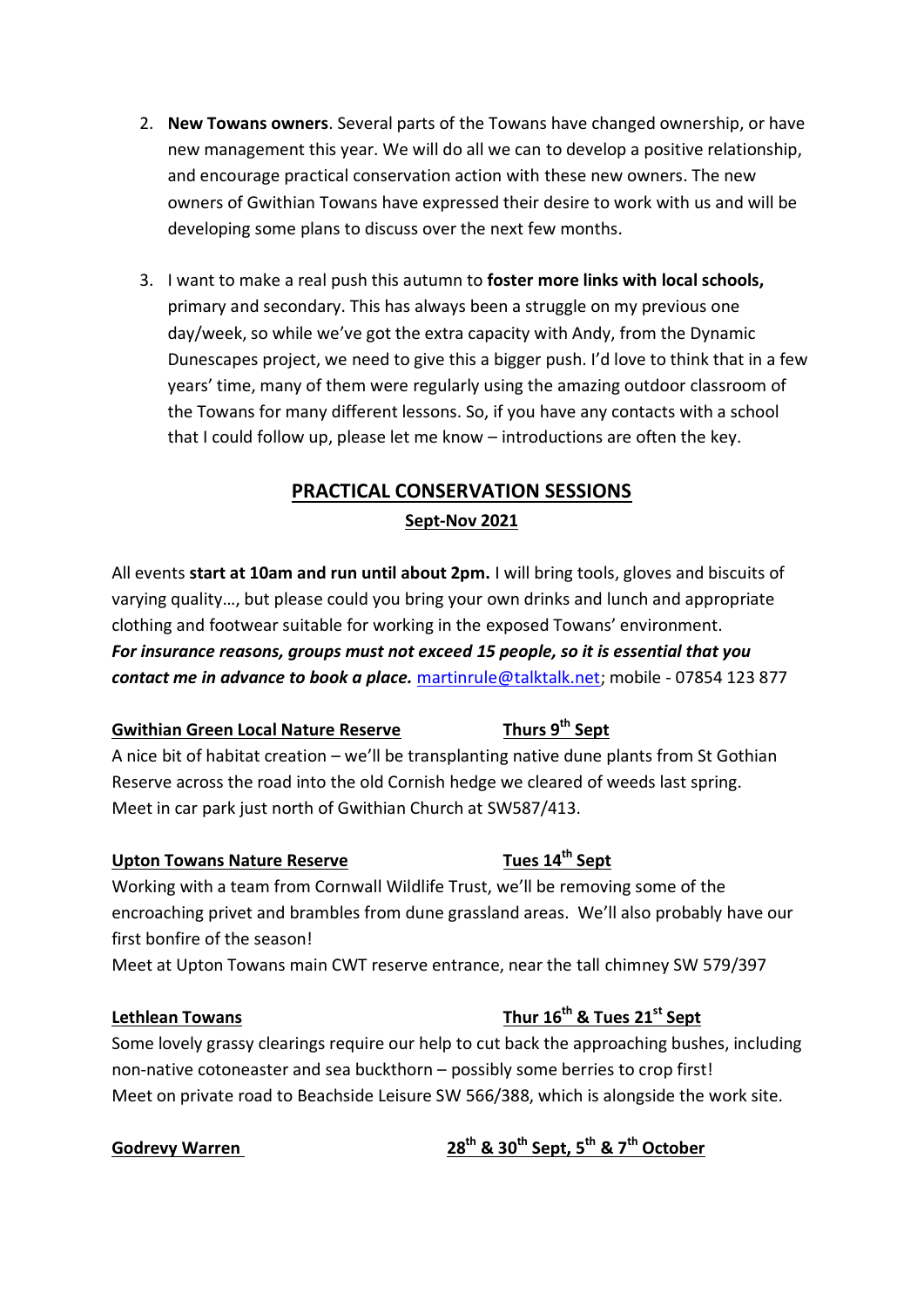2. **New Towans owners**. Several parts of the Towans have changed ownership, or have new management this year. We will do all we can to develop a positive relationship, and encourage practical conservation action with these new owners. The new owners of Gwithian Towans have expressed their desire to work with us and will be developing some plans to discuss over the next few months.

3. I want to make a real push this autumn to **foster more links with local schools,** primary and secondary. This has always been a struggle on my previous one day/week, so while we've got the extra capacity with Andy, from the Dynamic Dunescapes project, we need to give this a bigger push. I'd love to think that in a few years' time, many of them were regularly using the amazing outdoor classroom of the Towans for many different lessons. So, if you have any contacts with a school that I could follow up, please let me know – introductions are often the key.

## PRACTICAL CONSERVATION SESSIONS

### Sept-Nov 2021

All events **start at 10am and run until about 2pm.** I will bring tools, gloves and biscuits of varying quality…, but please could you bring your own drinks and lunch and appropriate clothing and footwear suitable for working in the exposed Towans' environment.
***For insurance reasons, groups must not exceed 15 people, so it is essential that you contact me in advance to book a place.*** martinrule@talktalk.net; mobile - 07854 123 877

**Gwithian Green Local Nature Reserve — Thurs 9th Sept**

A nice bit of habitat creation – we'll be transplanting native dune plants from St Gothian Reserve across the road into the old Cornish hedge we cleared of weeds last spring.
Meet in car park just north of Gwithian Church at SW587/413.

**Upton Towans Nature Reserve — Tues 14th Sept**

Working with a team from Cornwall Wildlife Trust, we'll be removing some of the encroaching privet and brambles from dune grassland areas. We'll also probably have our first bonfire of the season!
Meet at Upton Towans main CWT reserve entrance, near the tall chimney SW 579/397

**Lethlean Towans — Thur 16th & Tues 21st Sept**

Some lovely grassy clearings require our help to cut back the approaching bushes, including non-native cotoneaster and sea buckthorn – possibly some berries to crop first!
Meet on private road to Beachside Leisure SW 566/388, which is alongside the work site.

**Godrevy Warren — 28th & 30th Sept, 5th & 7th October**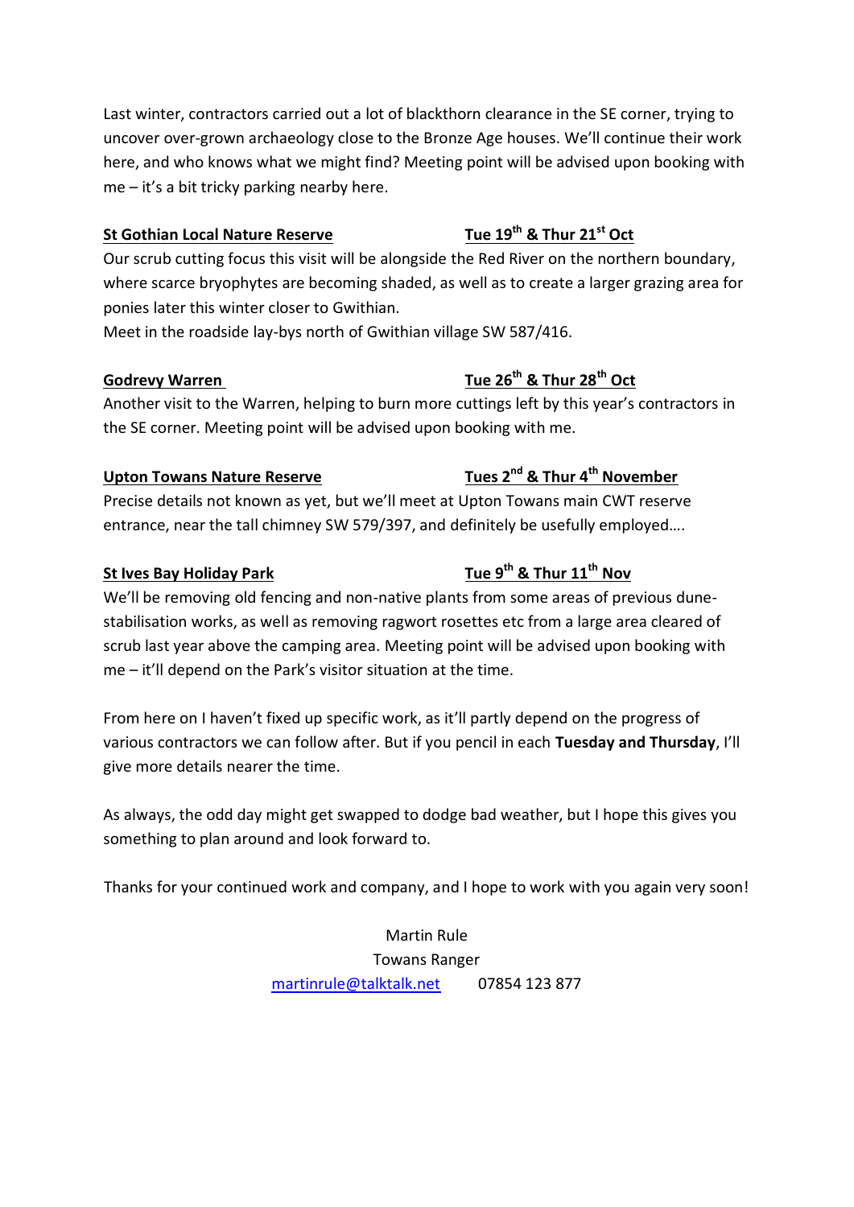Last winter, contractors carried out a lot of blackthorn clearance in the SE corner, trying to uncover over-grown archaeology close to the Bronze Age houses. We'll continue their work here, and who knows what we might find? Meeting point will be advised upon booking with me – it's a bit tricky parking nearby here.

**St Gothian Local Nature Reserve** **Tue 19th & Thur 21st Oct**

Our scrub cutting focus this visit will be alongside the Red River on the northern boundary, where scarce bryophytes are becoming shaded, as well as to create a larger grazing area for ponies later this winter closer to Gwithian.

Meet in the roadside lay-bys north of Gwithian village SW 587/416.

**Godrevy Warren** **Tue 26th & Thur 28th Oct**

Another visit to the Warren, helping to burn more cuttings left by this year's contractors in the SE corner. Meeting point will be advised upon booking with me.

**Upton Towans Nature Reserve** **Tues 2nd & Thur 4th November**

Precise details not known as yet, but we'll meet at Upton Towans main CWT reserve entrance, near the tall chimney SW 579/397, and definitely be usefully employed….

**St Ives Bay Holiday Park** **Tue 9th & Thur 11th Nov**

We'll be removing old fencing and non-native plants from some areas of previous dune-stabilisation works, as well as removing ragwort rosettes etc from a large area cleared of scrub last year above the camping area. Meeting point will be advised upon booking with me – it'll depend on the Park's visitor situation at the time.

From here on I haven't fixed up specific work, as it'll partly depend on the progress of various contractors we can follow after. But if you pencil in each **Tuesday and Thursday**, I'll give more details nearer the time.

As always, the odd day might get swapped to dodge bad weather, but I hope this gives you something to plan around and look forward to.

Thanks for your continued work and company, and I hope to work with you again very soon!

Martin Rule
Towans Ranger
martinrule@talktalk.net 07854 123 877